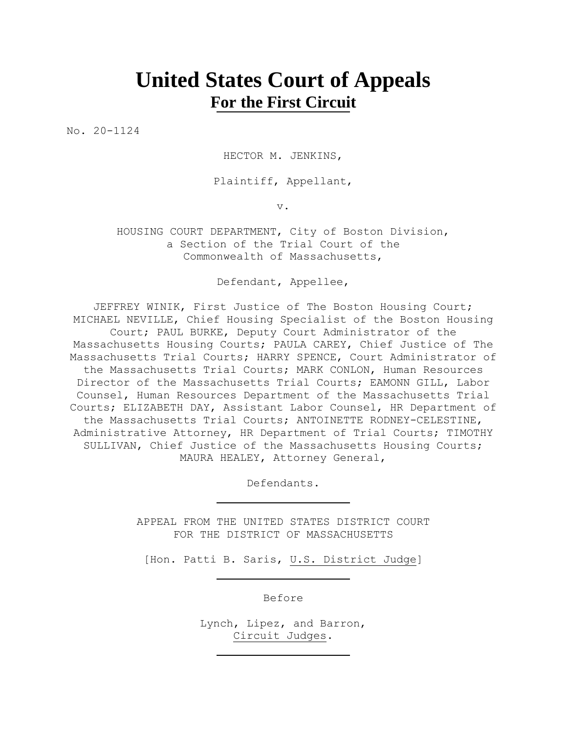# United States Court of Appeals
## For the First Circuit

No. 20-1124

HECTOR M. JENKINS,

Plaintiff, Appellant,

v.

HOUSING COURT DEPARTMENT, City of Boston Division, a Section of the Trial Court of the Commonwealth of Massachusetts,

Defendant, Appellee,

JEFFREY WINIK, First Justice of The Boston Housing Court; MICHAEL NEVILLE, Chief Housing Specialist of the Boston Housing Court; PAUL BURKE, Deputy Court Administrator of the Massachusetts Housing Courts; PAULA CAREY, Chief Justice of The Massachusetts Trial Courts; HARRY SPENCE, Court Administrator of the Massachusetts Trial Courts; MARK CONLON, Human Resources Director of the Massachusetts Trial Courts; EAMONN GILL, Labor Counsel, Human Resources Department of the Massachusetts Trial Courts; ELIZABETH DAY, Assistant Labor Counsel, HR Department of the Massachusetts Trial Courts; ANTOINETTE RODNEY-CELESTINE, Administrative Attorney, HR Department of Trial Courts; TIMOTHY SULLIVAN, Chief Justice of the Massachusetts Housing Courts; MAURA HEALEY, Attorney General,

Defendants.

---

APPEAL FROM THE UNITED STATES DISTRICT COURT
FOR THE DISTRICT OF MASSACHUSETTS

[Hon. Patti B. Saris, U.S. District Judge]

---

Before

Lynch, Lipez, and Barron,
Circuit Judges.

---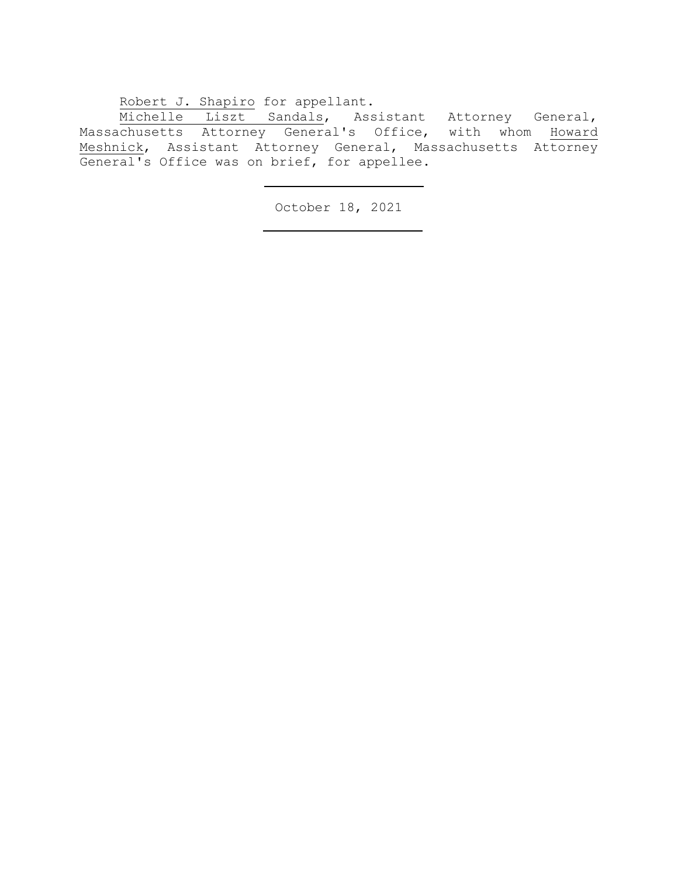Robert J. Shapiro for appellant.

Michelle Liszt Sandals, Assistant Attorney General, Massachusetts Attorney General's Office, with whom Howard Meshnick, Assistant Attorney General, Massachusetts Attorney General's Office was on brief, for appellee.

---

October 18, 2021

---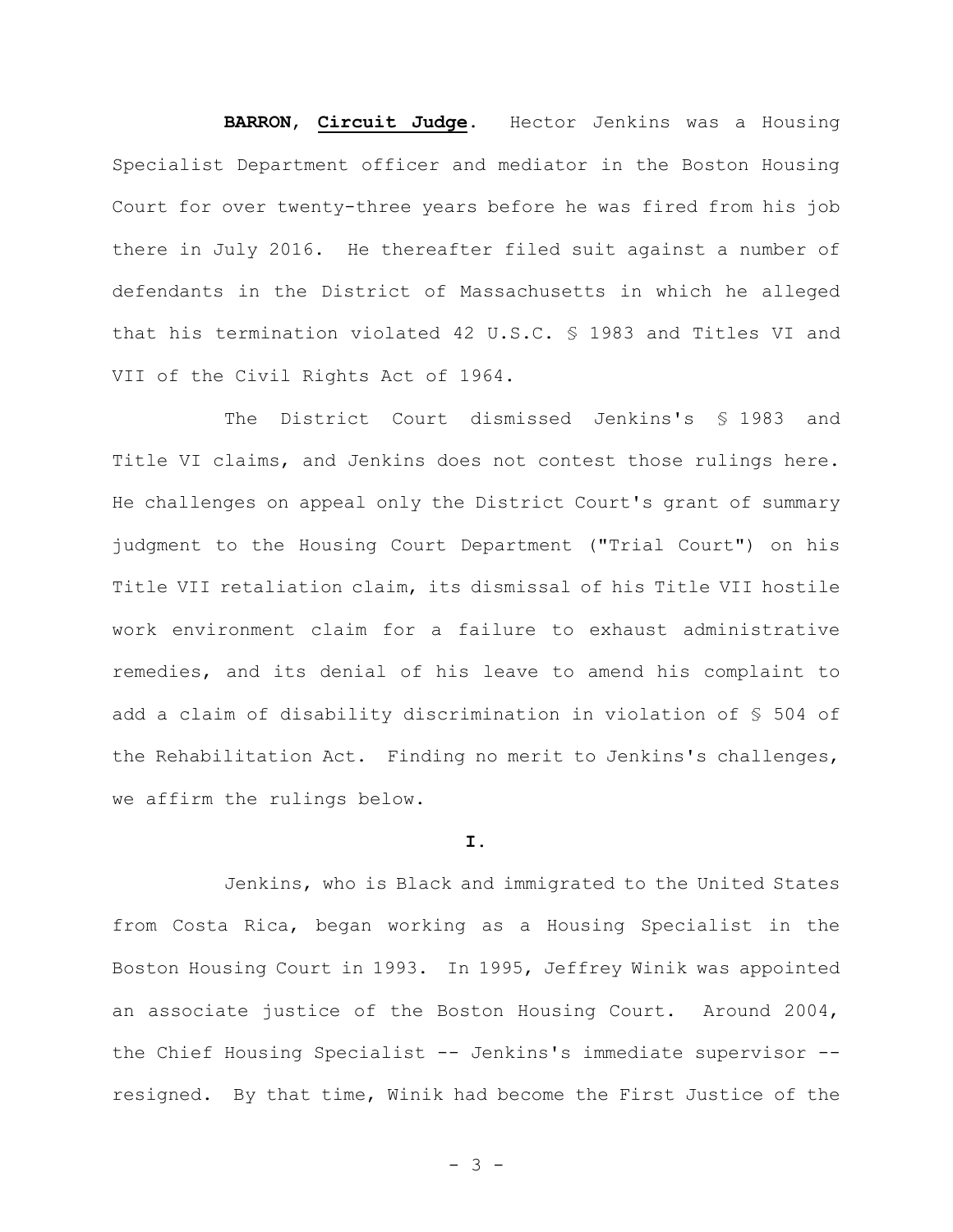**BARRON**, **Circuit Judge**. Hector Jenkins was a Housing Specialist Department officer and mediator in the Boston Housing Court for over twenty-three years before he was fired from his job there in July 2016. He thereafter filed suit against a number of defendants in the District of Massachusetts in which he alleged that his termination violated 42 U.S.C. § 1983 and Titles VI and VII of the Civil Rights Act of 1964.

The District Court dismissed Jenkins's § 1983 and Title VI claims, and Jenkins does not contest those rulings here. He challenges on appeal only the District Court's grant of summary judgment to the Housing Court Department ("Trial Court") on his Title VII retaliation claim, its dismissal of his Title VII hostile work environment claim for a failure to exhaust administrative remedies, and its denial of his leave to amend his complaint to add a claim of disability discrimination in violation of § 504 of the Rehabilitation Act. Finding no merit to Jenkins's challenges, we affirm the rulings below.

**I.**

Jenkins, who is Black and immigrated to the United States from Costa Rica, began working as a Housing Specialist in the Boston Housing Court in 1993. In 1995, Jeffrey Winik was appointed an associate justice of the Boston Housing Court. Around 2004, the Chief Housing Specialist -- Jenkins's immediate supervisor -- resigned. By that time, Winik had become the First Justice of the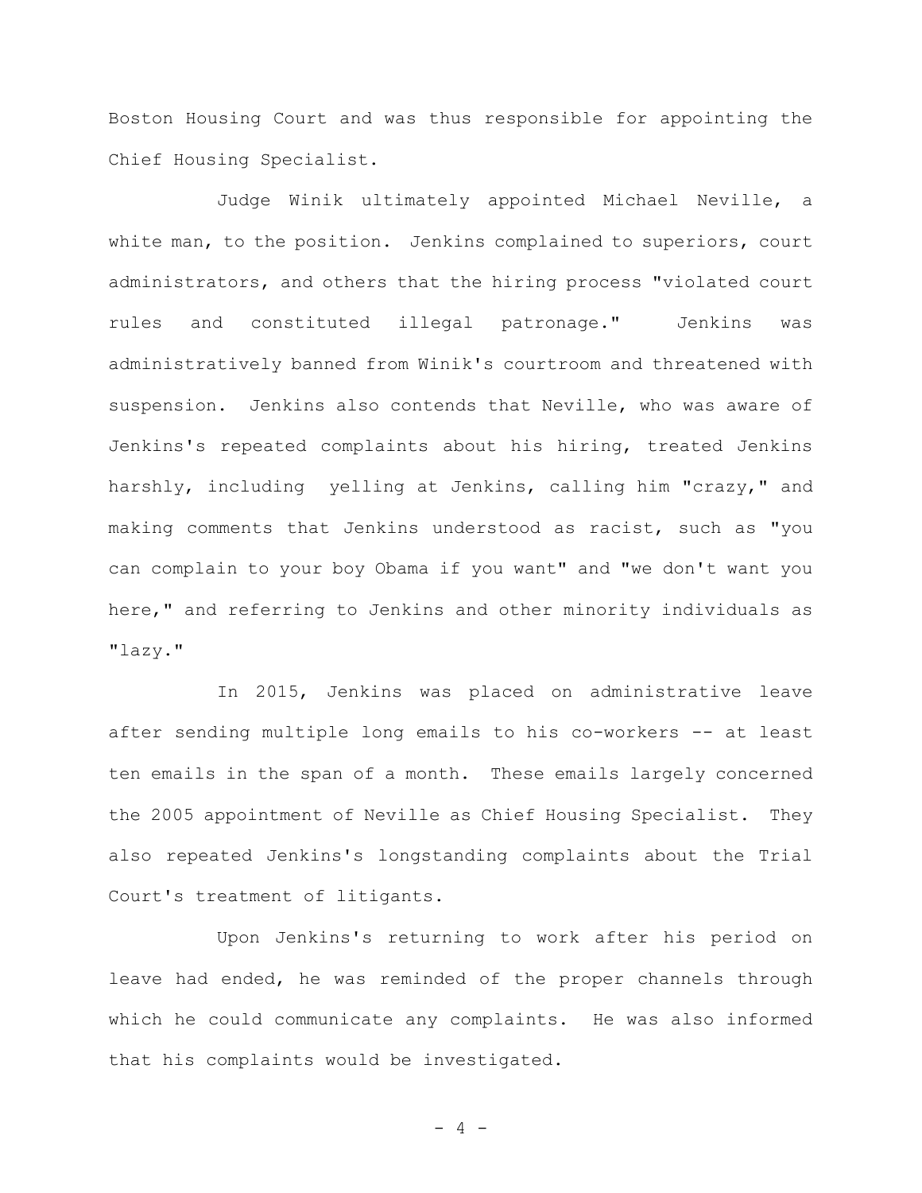Boston Housing Court and was thus responsible for appointing the Chief Housing Specialist.

Judge Winik ultimately appointed Michael Neville, a white man, to the position. Jenkins complained to superiors, court administrators, and others that the hiring process "violated court rules and constituted illegal patronage." Jenkins was administratively banned from Winik's courtroom and threatened with suspension. Jenkins also contends that Neville, who was aware of Jenkins's repeated complaints about his hiring, treated Jenkins harshly, including yelling at Jenkins, calling him "crazy," and making comments that Jenkins understood as racist, such as "you can complain to your boy Obama if you want" and "we don't want you here," and referring to Jenkins and other minority individuals as "lazy."

In 2015, Jenkins was placed on administrative leave after sending multiple long emails to his co-workers -- at least ten emails in the span of a month. These emails largely concerned the 2005 appointment of Neville as Chief Housing Specialist. They also repeated Jenkins's longstanding complaints about the Trial Court's treatment of litigants.

Upon Jenkins's returning to work after his period on leave had ended, he was reminded of the proper channels through which he could communicate any complaints. He was also informed that his complaints would be investigated.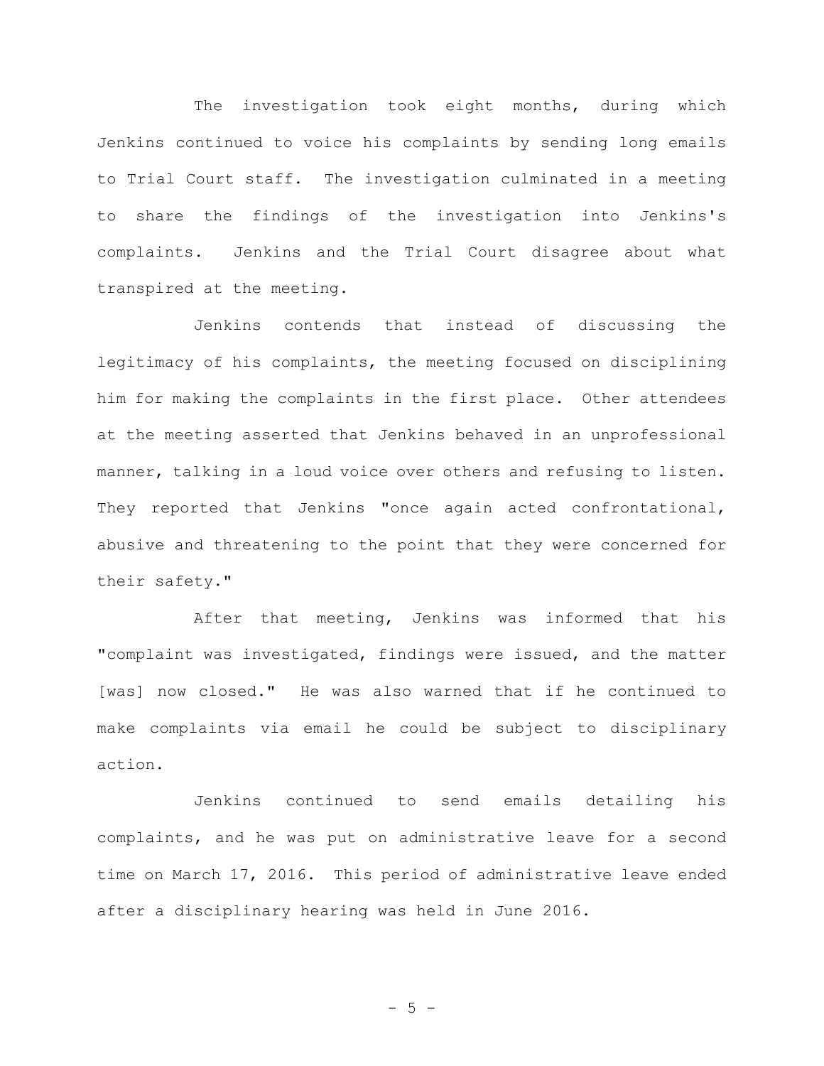The investigation took eight months, during which Jenkins continued to voice his complaints by sending long emails to Trial Court staff. The investigation culminated in a meeting to share the findings of the investigation into Jenkins's complaints. Jenkins and the Trial Court disagree about what transpired at the meeting.

Jenkins contends that instead of discussing the legitimacy of his complaints, the meeting focused on disciplining him for making the complaints in the first place. Other attendees at the meeting asserted that Jenkins behaved in an unprofessional manner, talking in a loud voice over others and refusing to listen. They reported that Jenkins "once again acted confrontational, abusive and threatening to the point that they were concerned for their safety."

After that meeting, Jenkins was informed that his "complaint was investigated, findings were issued, and the matter [was] now closed." He was also warned that if he continued to make complaints via email he could be subject to disciplinary action.

Jenkins continued to send emails detailing his complaints, and he was put on administrative leave for a second time on March 17, 2016. This period of administrative leave ended after a disciplinary hearing was held in June 2016.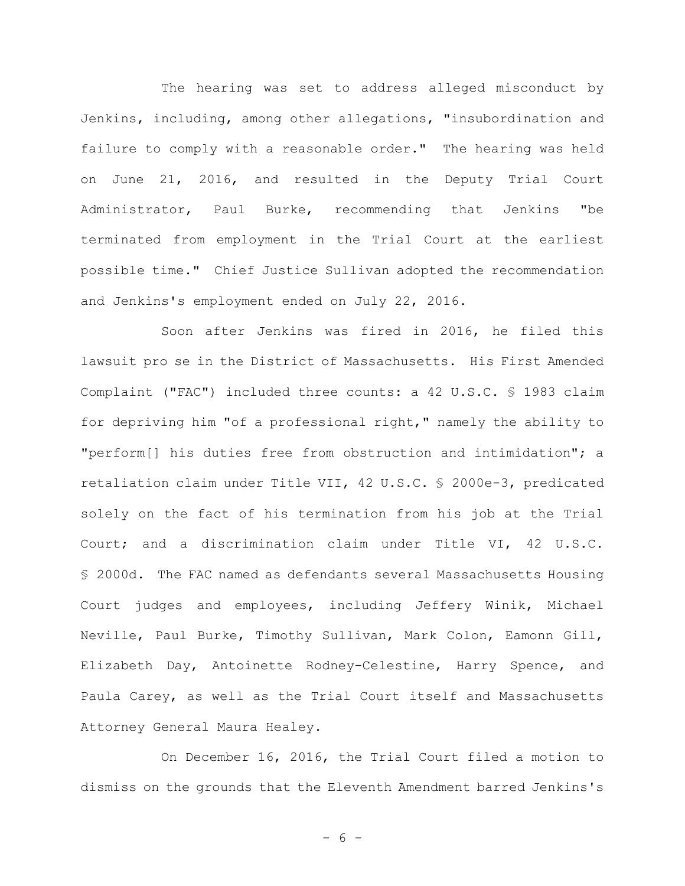The hearing was set to address alleged misconduct by Jenkins, including, among other allegations, "insubordination and failure to comply with a reasonable order." The hearing was held on June 21, 2016, and resulted in the Deputy Trial Court Administrator, Paul Burke, recommending that Jenkins "be terminated from employment in the Trial Court at the earliest possible time." Chief Justice Sullivan adopted the recommendation and Jenkins's employment ended on July 22, 2016.

Soon after Jenkins was fired in 2016, he filed this lawsuit pro se in the District of Massachusetts. His First Amended Complaint ("FAC") included three counts: a 42 U.S.C. § 1983 claim for depriving him "of a professional right," namely the ability to "perform[] his duties free from obstruction and intimidation"; a retaliation claim under Title VII, 42 U.S.C. § 2000e-3, predicated solely on the fact of his termination from his job at the Trial Court; and a discrimination claim under Title VI, 42 U.S.C. § 2000d. The FAC named as defendants several Massachusetts Housing Court judges and employees, including Jeffery Winik, Michael Neville, Paul Burke, Timothy Sullivan, Mark Colon, Eamonn Gill, Elizabeth Day, Antoinette Rodney-Celestine, Harry Spence, and Paula Carey, as well as the Trial Court itself and Massachusetts Attorney General Maura Healey.

On December 16, 2016, the Trial Court filed a motion to dismiss on the grounds that the Eleventh Amendment barred Jenkins's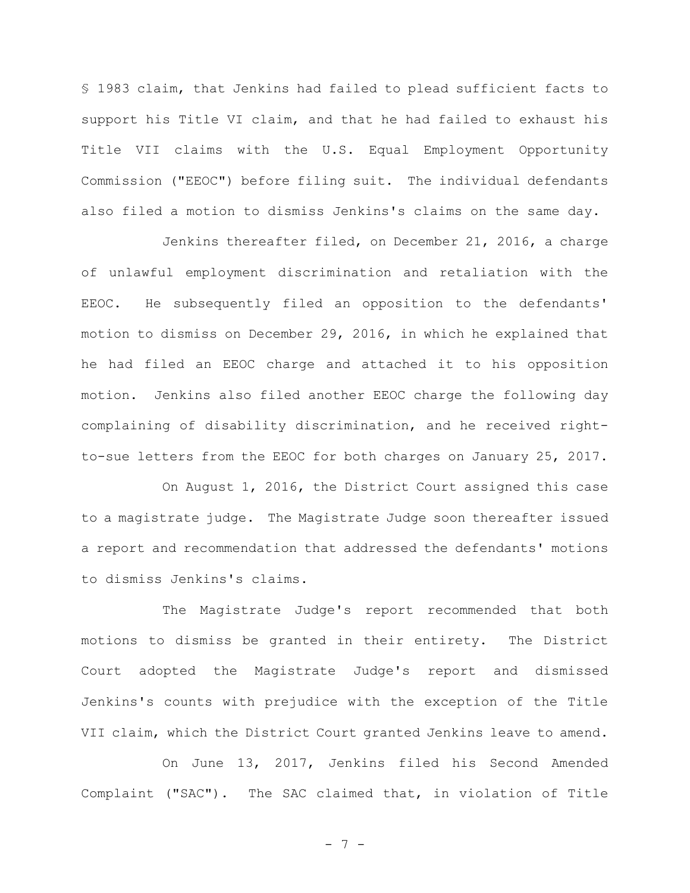§ 1983 claim, that Jenkins had failed to plead sufficient facts to support his Title VI claim, and that he had failed to exhaust his Title VII claims with the U.S. Equal Employment Opportunity Commission ("EEOC") before filing suit. The individual defendants also filed a motion to dismiss Jenkins's claims on the same day.

Jenkins thereafter filed, on December 21, 2016, a charge of unlawful employment discrimination and retaliation with the EEOC. He subsequently filed an opposition to the defendants' motion to dismiss on December 29, 2016, in which he explained that he had filed an EEOC charge and attached it to his opposition motion. Jenkins also filed another EEOC charge the following day complaining of disability discrimination, and he received right-to-sue letters from the EEOC for both charges on January 25, 2017.

On August 1, 2016, the District Court assigned this case to a magistrate judge. The Magistrate Judge soon thereafter issued a report and recommendation that addressed the defendants' motions to dismiss Jenkins's claims.

The Magistrate Judge's report recommended that both motions to dismiss be granted in their entirety. The District Court adopted the Magistrate Judge's report and dismissed Jenkins's counts with prejudice with the exception of the Title VII claim, which the District Court granted Jenkins leave to amend.

On June 13, 2017, Jenkins filed his Second Amended Complaint ("SAC"). The SAC claimed that, in violation of Title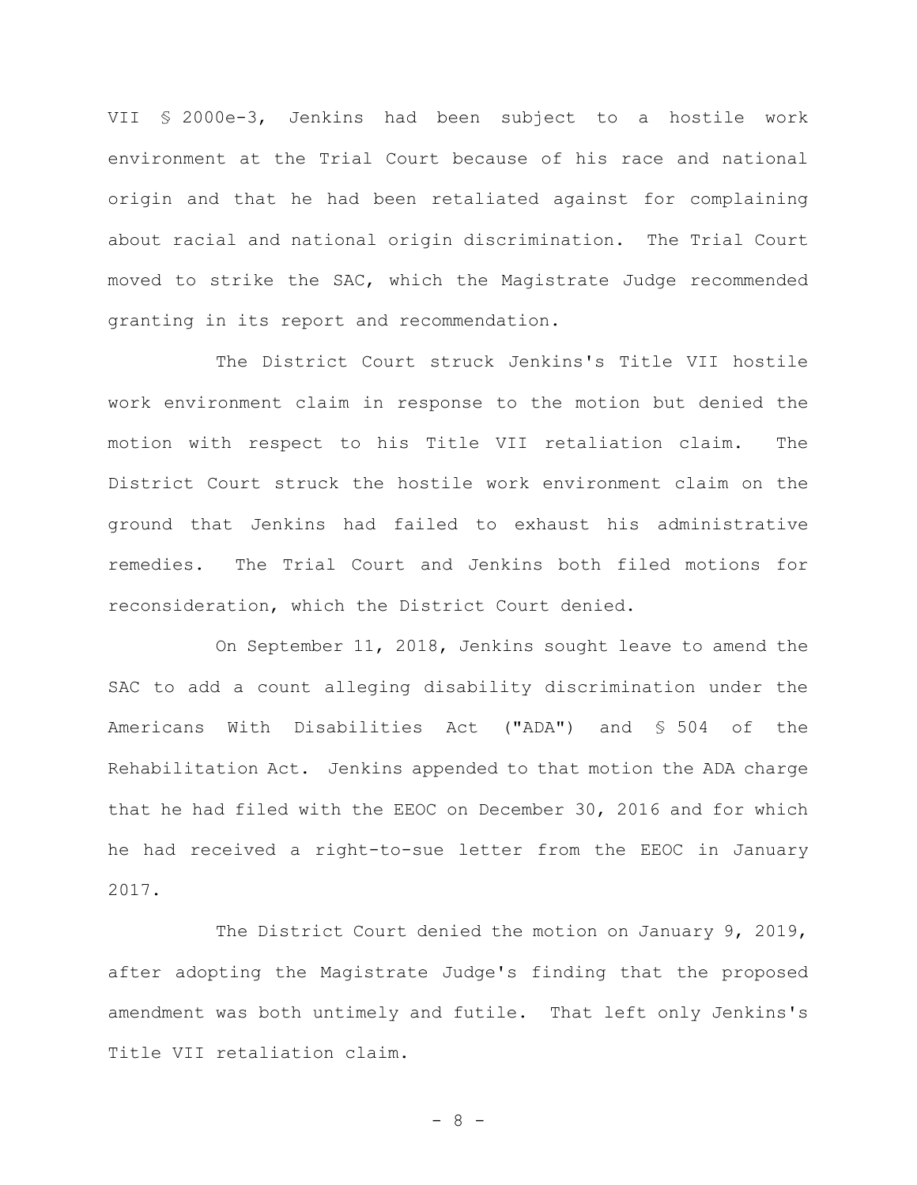VII § 2000e-3, Jenkins had been subject to a hostile work environment at the Trial Court because of his race and national origin and that he had been retaliated against for complaining about racial and national origin discrimination. The Trial Court moved to strike the SAC, which the Magistrate Judge recommended granting in its report and recommendation.

The District Court struck Jenkins's Title VII hostile work environment claim in response to the motion but denied the motion with respect to his Title VII retaliation claim. The District Court struck the hostile work environment claim on the ground that Jenkins had failed to exhaust his administrative remedies. The Trial Court and Jenkins both filed motions for reconsideration, which the District Court denied.

On September 11, 2018, Jenkins sought leave to amend the SAC to add a count alleging disability discrimination under the Americans With Disabilities Act ("ADA") and § 504 of the Rehabilitation Act. Jenkins appended to that motion the ADA charge that he had filed with the EEOC on December 30, 2016 and for which he had received a right-to-sue letter from the EEOC in January 2017.

The District Court denied the motion on January 9, 2019, after adopting the Magistrate Judge's finding that the proposed amendment was both untimely and futile. That left only Jenkins's Title VII retaliation claim.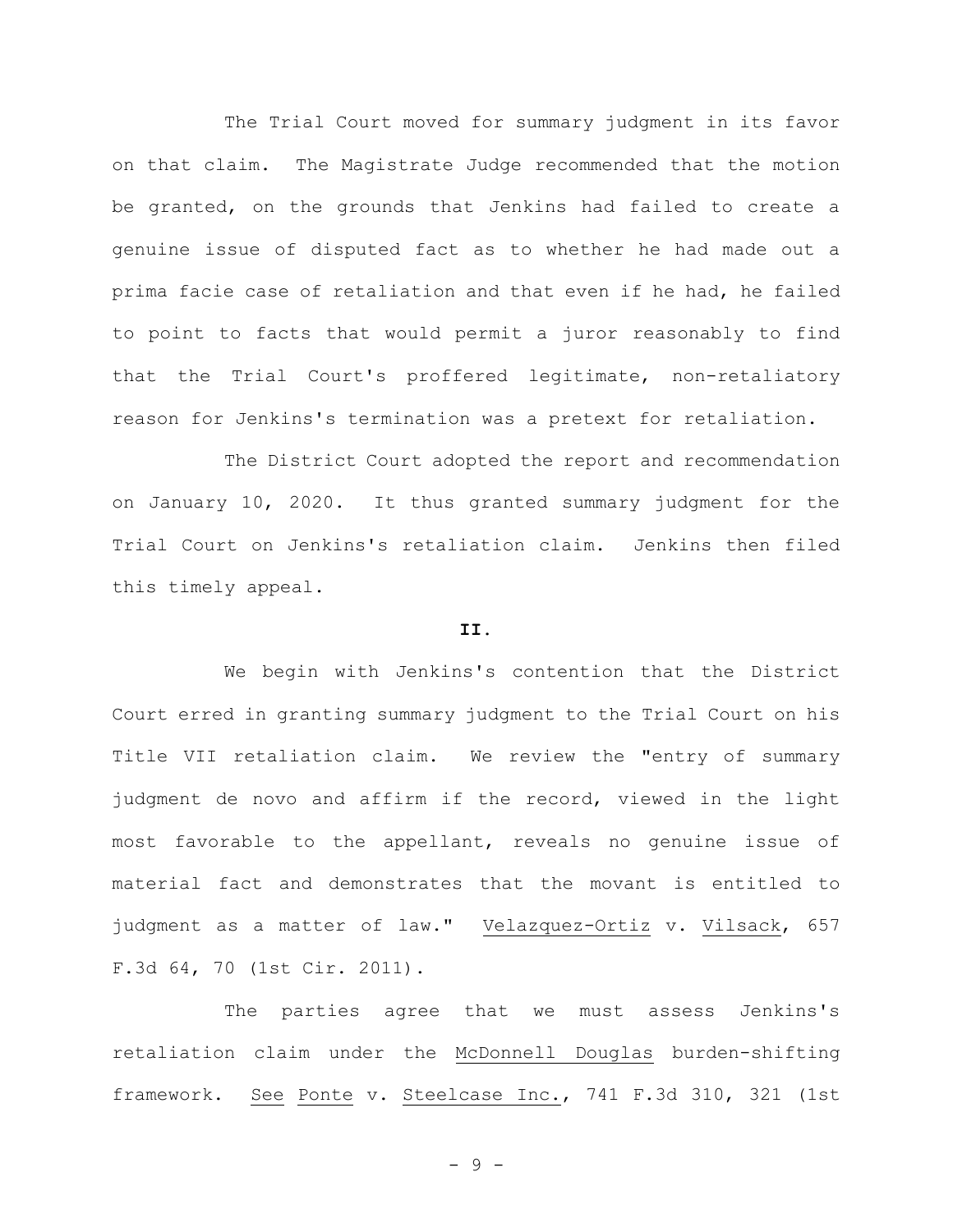The Trial Court moved for summary judgment in its favor on that claim. The Magistrate Judge recommended that the motion be granted, on the grounds that Jenkins had failed to create a genuine issue of disputed fact as to whether he had made out a prima facie case of retaliation and that even if he had, he failed to point to facts that would permit a juror reasonably to find that the Trial Court's proffered legitimate, non-retaliatory reason for Jenkins's termination was a pretext for retaliation.

The District Court adopted the report and recommendation on January 10, 2020. It thus granted summary judgment for the Trial Court on Jenkins's retaliation claim. Jenkins then filed this timely appeal.

## II.

We begin with Jenkins's contention that the District Court erred in granting summary judgment to the Trial Court on his Title VII retaliation claim. We review the "entry of summary judgment de novo and affirm if the record, viewed in the light most favorable to the appellant, reveals no genuine issue of material fact and demonstrates that the movant is entitled to judgment as a matter of law." Velazquez-Ortiz v. Vilsack, 657 F.3d 64, 70 (1st Cir. 2011).

The parties agree that we must assess Jenkins's retaliation claim under the McDonnell Douglas burden-shifting framework. See Ponte v. Steelcase Inc., 741 F.3d 310, 321 (1st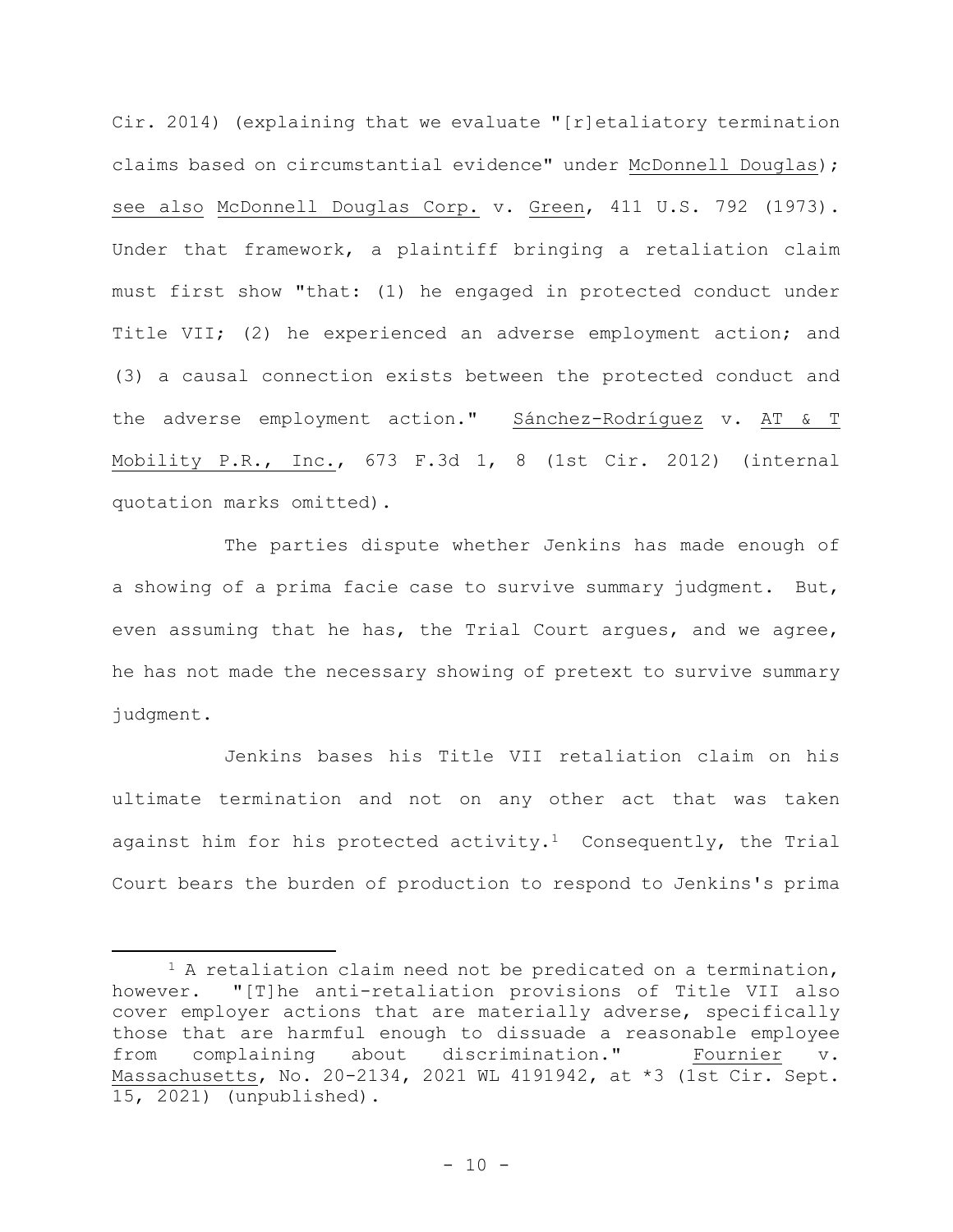Cir. 2014) (explaining that we evaluate "[r]etaliatory termination claims based on circumstantial evidence" under McDonnell Douglas); see also McDonnell Douglas Corp. v. Green, 411 U.S. 792 (1973). Under that framework, a plaintiff bringing a retaliation claim must first show "that: (1) he engaged in protected conduct under Title VII; (2) he experienced an adverse employment action; and (3) a causal connection exists between the protected conduct and the adverse employment action." Sánchez-Rodríguez v. AT & T Mobility P.R., Inc., 673 F.3d 1, 8 (1st Cir. 2012) (internal quotation marks omitted).

The parties dispute whether Jenkins has made enough of a showing of a prima facie case to survive summary judgment. But, even assuming that he has, the Trial Court argues, and we agree, he has not made the necessary showing of pretext to survive summary judgment.

Jenkins bases his Title VII retaliation claim on his ultimate termination and not on any other act that was taken against him for his protected activity.[1] Consequently, the Trial Court bears the burden of production to respond to Jenkins's prima

---

[1] A retaliation claim need not be predicated on a termination, however. "[T]he anti-retaliation provisions of Title VII also cover employer actions that are materially adverse, specifically those that are harmful enough to dissuade a reasonable employee from complaining about discrimination." Fournier v. Massachusetts, No. 20-2134, 2021 WL 4191942, at *3 (1st Cir. Sept. 15, 2021) (unpublished).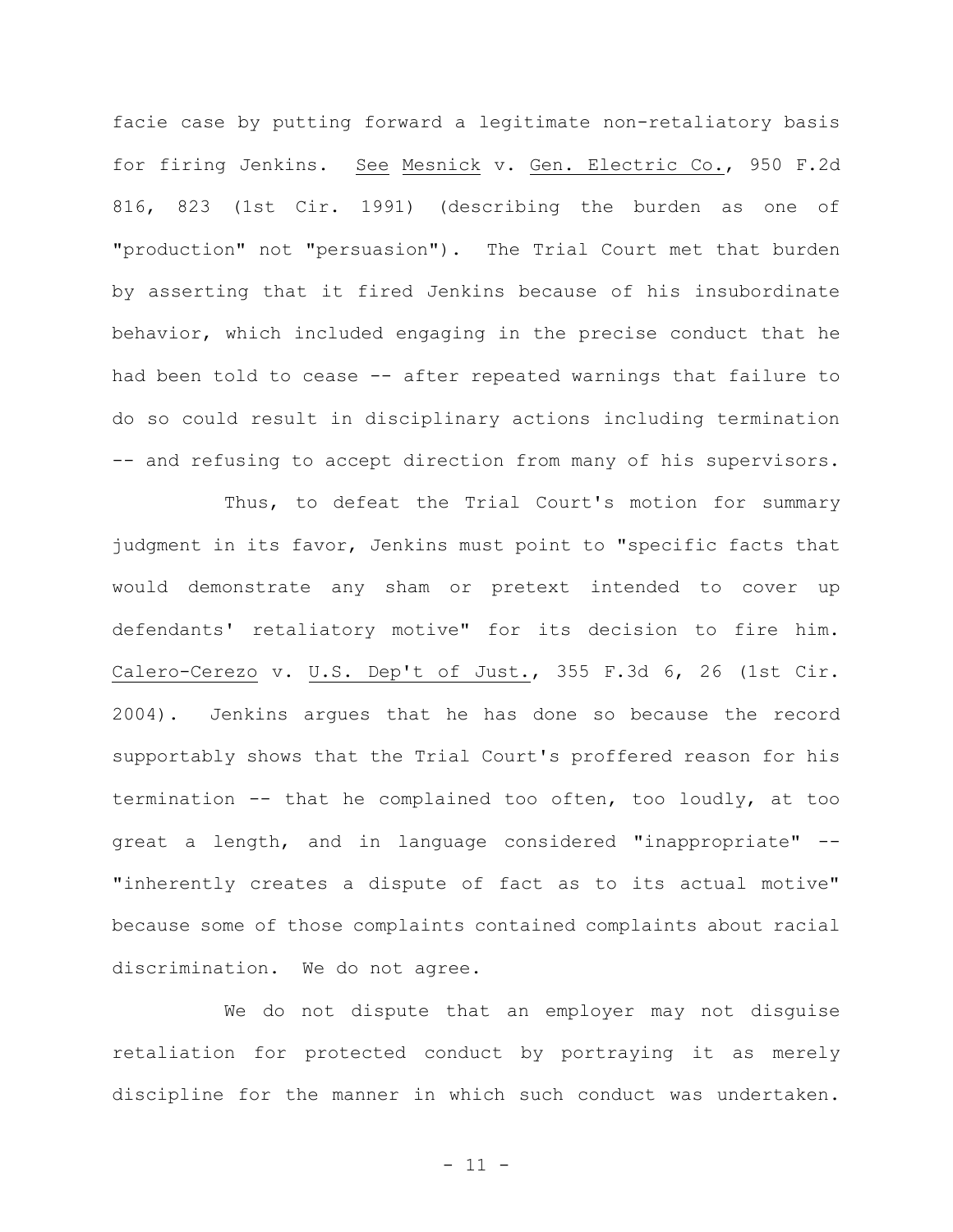facie case by putting forward a legitimate non-retaliatory basis for firing Jenkins. See Mesnick v. Gen. Electric Co., 950 F.2d 816, 823 (1st Cir. 1991) (describing the burden as one of "production" not "persuasion"). The Trial Court met that burden by asserting that it fired Jenkins because of his insubordinate behavior, which included engaging in the precise conduct that he had been told to cease -- after repeated warnings that failure to do so could result in disciplinary actions including termination -- and refusing to accept direction from many of his supervisors.

Thus, to defeat the Trial Court's motion for summary judgment in its favor, Jenkins must point to "specific facts that would demonstrate any sham or pretext intended to cover up defendants' retaliatory motive" for its decision to fire him. Calero-Cerezo v. U.S. Dep't of Just., 355 F.3d 6, 26 (1st Cir. 2004). Jenkins argues that he has done so because the record supportably shows that the Trial Court's proffered reason for his termination -- that he complained too often, too loudly, at too great a length, and in language considered "inappropriate" -- "inherently creates a dispute of fact as to its actual motive" because some of those complaints contained complaints about racial discrimination. We do not agree.

We do not dispute that an employer may not disguise retaliation for protected conduct by portraying it as merely discipline for the manner in which such conduct was undertaken.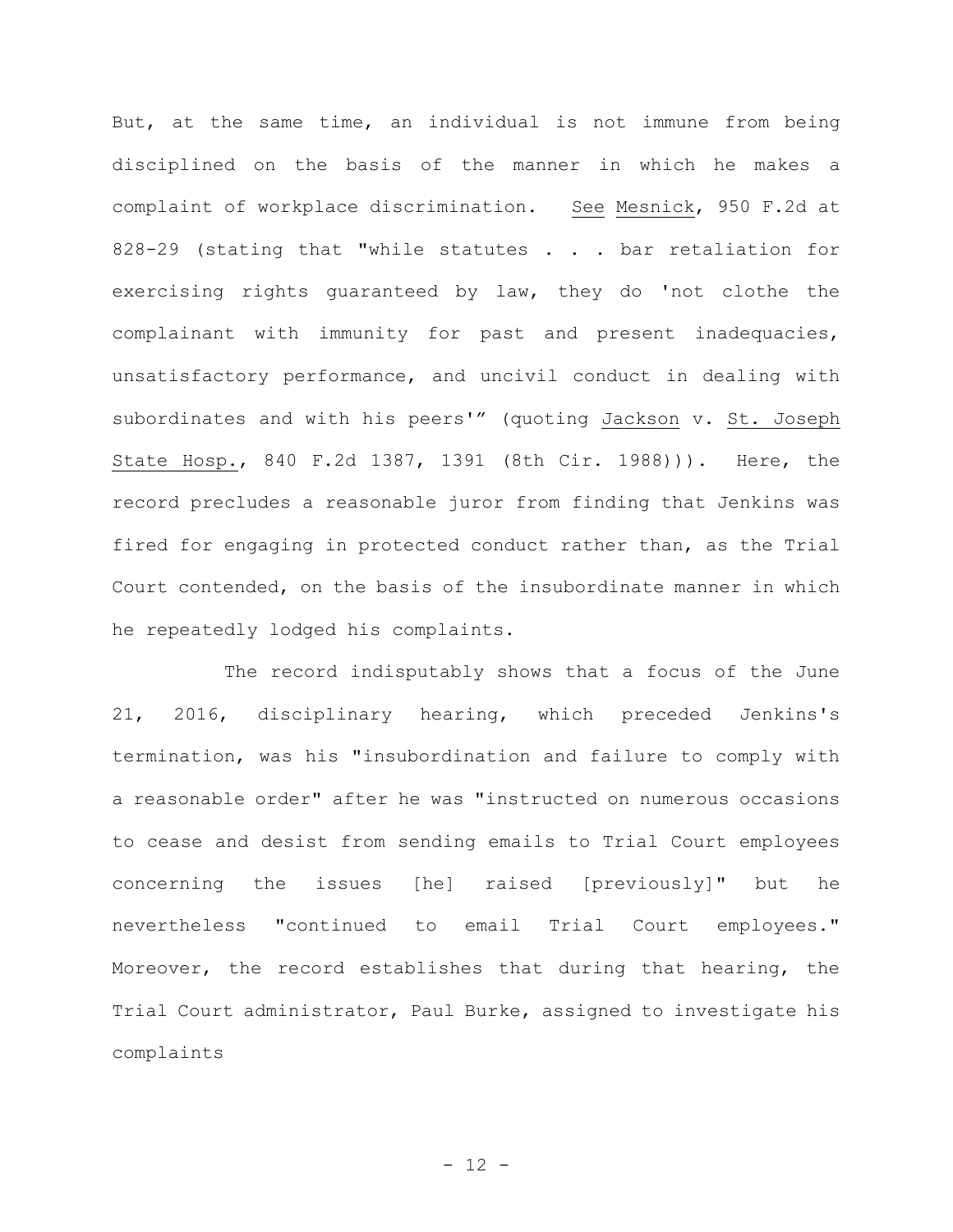But, at the same time, an individual is not immune from being disciplined on the basis of the manner in which he makes a complaint of workplace discrimination. See Mesnick, 950 F.2d at 828-29 (stating that "while statutes . . . bar retaliation for exercising rights guaranteed by law, they do 'not clothe the complainant with immunity for past and present inadequacies, unsatisfactory performance, and uncivil conduct in dealing with subordinates and with his peers'" (quoting Jackson v. St. Joseph State Hosp., 840 F.2d 1387, 1391 (8th Cir. 1988))). Here, the record precludes a reasonable juror from finding that Jenkins was fired for engaging in protected conduct rather than, as the Trial Court contended, on the basis of the insubordinate manner in which he repeatedly lodged his complaints.

The record indisputably shows that a focus of the June 21, 2016, disciplinary hearing, which preceded Jenkins's termination, was his "insubordination and failure to comply with a reasonable order" after he was "instructed on numerous occasions to cease and desist from sending emails to Trial Court employees concerning the issues [he] raised [previously]" but he nevertheless "continued to email Trial Court employees." Moreover, the record establishes that during that hearing, the Trial Court administrator, Paul Burke, assigned to investigate his complaints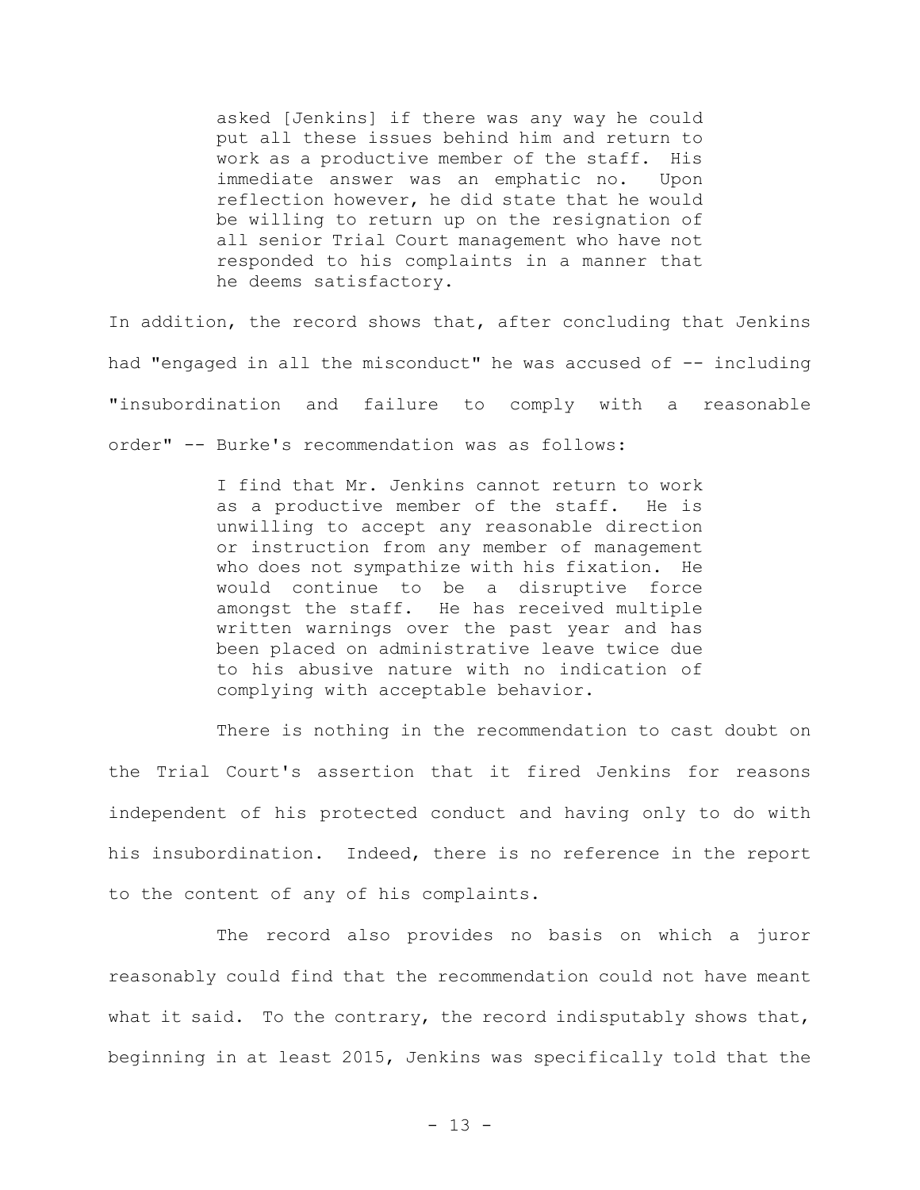> asked [Jenkins] if there was any way he could put all these issues behind him and return to work as a productive member of the staff. His immediate answer was an emphatic no. Upon reflection however, he did state that he would be willing to return up on the resignation of all senior Trial Court management who have not responded to his complaints in a manner that he deems satisfactory.

In addition, the record shows that, after concluding that Jenkins had "engaged in all the misconduct" he was accused of -- including "insubordination and failure to comply with a reasonable order" -- Burke's recommendation was as follows:

> I find that Mr. Jenkins cannot return to work as a productive member of the staff. He is unwilling to accept any reasonable direction or instruction from any member of management who does not sympathize with his fixation. He would continue to be a disruptive force amongst the staff. He has received multiple written warnings over the past year and has been placed on administrative leave twice due to his abusive nature with no indication of complying with acceptable behavior.

There is nothing in the recommendation to cast doubt on the Trial Court's assertion that it fired Jenkins for reasons independent of his protected conduct and having only to do with his insubordination. Indeed, there is no reference in the report to the content of any of his complaints.

The record also provides no basis on which a juror reasonably could find that the recommendation could not have meant what it said. To the contrary, the record indisputably shows that, beginning in at least 2015, Jenkins was specifically told that the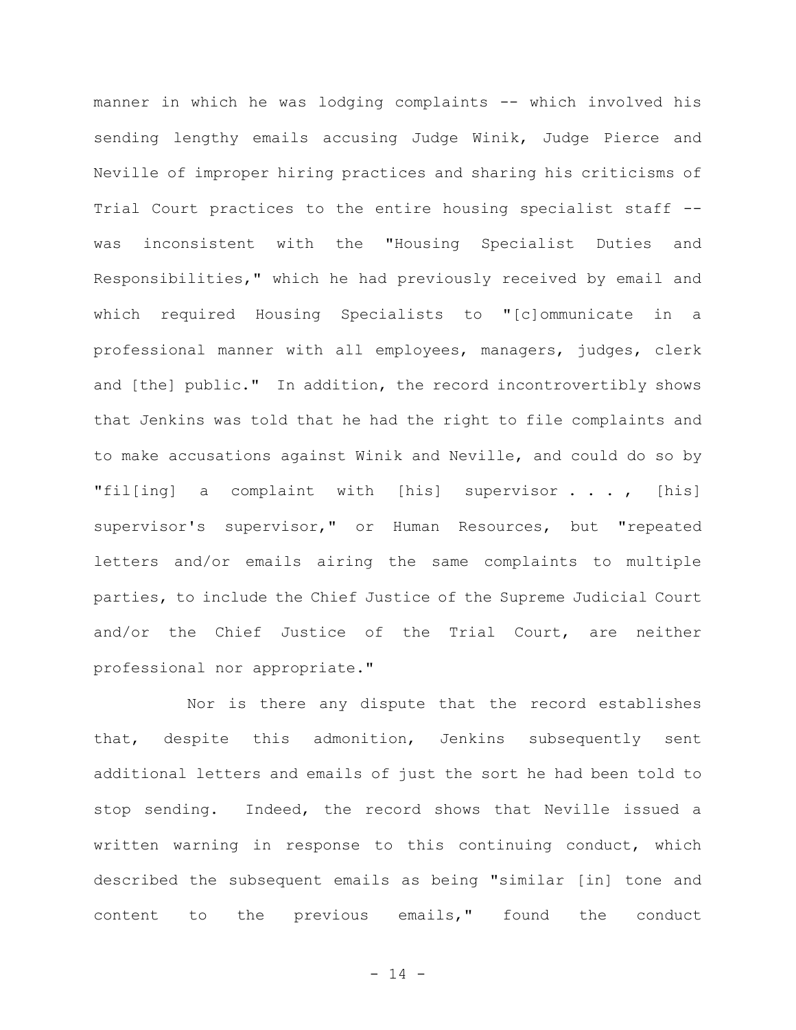manner in which he was lodging complaints -- which involved his sending lengthy emails accusing Judge Winik, Judge Pierce and Neville of improper hiring practices and sharing his criticisms of Trial Court practices to the entire housing specialist staff -- was inconsistent with the "Housing Specialist Duties and Responsibilities," which he had previously received by email and which required Housing Specialists to "[c]ommunicate in a professional manner with all employees, managers, judges, clerk and [the] public." In addition, the record incontrovertibly shows that Jenkins was told that he had the right to file complaints and to make accusations against Winik and Neville, and could do so by "fil[ing] a complaint with [his] supervisor . . . , [his] supervisor's supervisor," or Human Resources, but "repeated letters and/or emails airing the same complaints to multiple parties, to include the Chief Justice of the Supreme Judicial Court and/or the Chief Justice of the Trial Court, are neither professional nor appropriate."

Nor is there any dispute that the record establishes that, despite this admonition, Jenkins subsequently sent additional letters and emails of just the sort he had been told to stop sending. Indeed, the record shows that Neville issued a written warning in response to this continuing conduct, which described the subsequent emails as being "similar [in] tone and content to the previous emails," found the conduct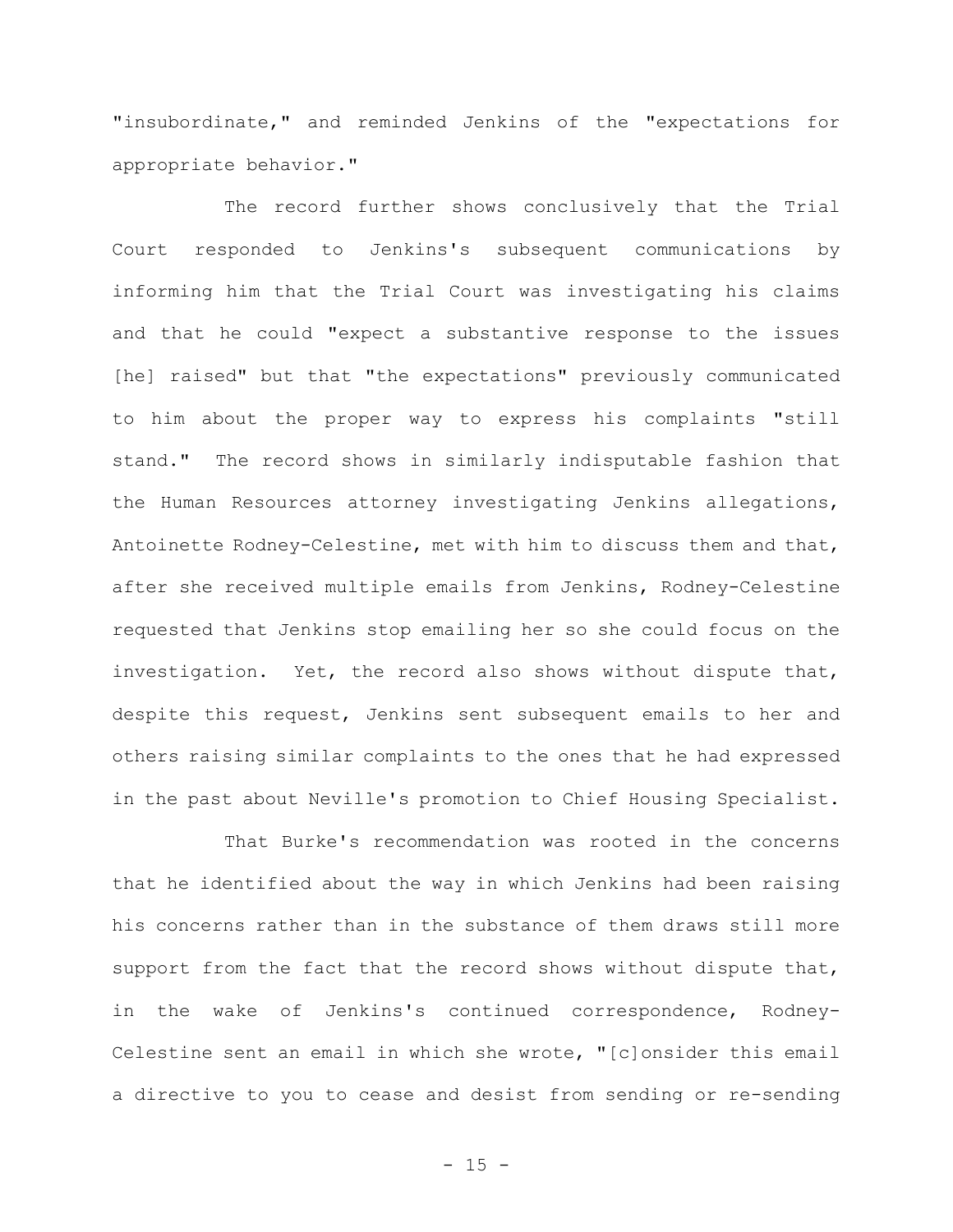"insubordinate," and reminded Jenkins of the "expectations for appropriate behavior."

The record further shows conclusively that the Trial Court responded to Jenkins's subsequent communications by informing him that the Trial Court was investigating his claims and that he could "expect a substantive response to the issues [he] raised" but that "the expectations" previously communicated to him about the proper way to express his complaints "still stand." The record shows in similarly indisputable fashion that the Human Resources attorney investigating Jenkins allegations, Antoinette Rodney-Celestine, met with him to discuss them and that, after she received multiple emails from Jenkins, Rodney-Celestine requested that Jenkins stop emailing her so she could focus on the investigation. Yet, the record also shows without dispute that, despite this request, Jenkins sent subsequent emails to her and others raising similar complaints to the ones that he had expressed in the past about Neville's promotion to Chief Housing Specialist.

That Burke's recommendation was rooted in the concerns that he identified about the way in which Jenkins had been raising his concerns rather than in the substance of them draws still more support from the fact that the record shows without dispute that, in the wake of Jenkins's continued correspondence, Rodney-Celestine sent an email in which she wrote, "[c]onsider this email a directive to you to cease and desist from sending or re-sending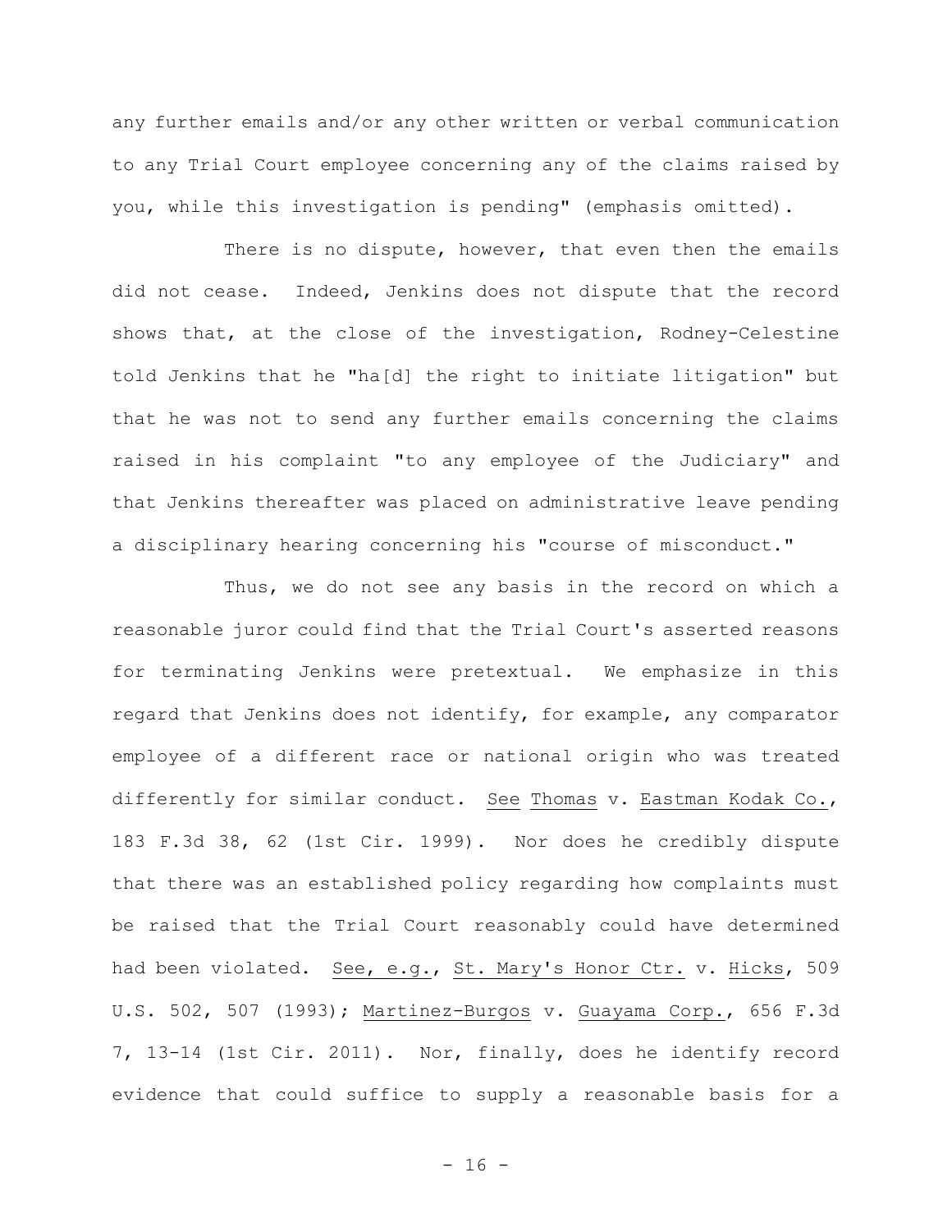any further emails and/or any other written or verbal communication to any Trial Court employee concerning any of the claims raised by you, while this investigation is pending" (emphasis omitted).

There is no dispute, however, that even then the emails did not cease. Indeed, Jenkins does not dispute that the record shows that, at the close of the investigation, Rodney-Celestine told Jenkins that he "ha[d] the right to initiate litigation" but that he was not to send any further emails concerning the claims raised in his complaint "to any employee of the Judiciary" and that Jenkins thereafter was placed on administrative leave pending a disciplinary hearing concerning his "course of misconduct."

Thus, we do not see any basis in the record on which a reasonable juror could find that the Trial Court's asserted reasons for terminating Jenkins were pretextual. We emphasize in this regard that Jenkins does not identify, for example, any comparator employee of a different race or national origin who was treated differently for similar conduct. See Thomas v. Eastman Kodak Co., 183 F.3d 38, 62 (1st Cir. 1999). Nor does he credibly dispute that there was an established policy regarding how complaints must be raised that the Trial Court reasonably could have determined had been violated. See, e.g., St. Mary's Honor Ctr. v. Hicks, 509 U.S. 502, 507 (1993); Martinez-Burgos v. Guayama Corp., 656 F.3d 7, 13-14 (1st Cir. 2011). Nor, finally, does he identify record evidence that could suffice to supply a reasonable basis for a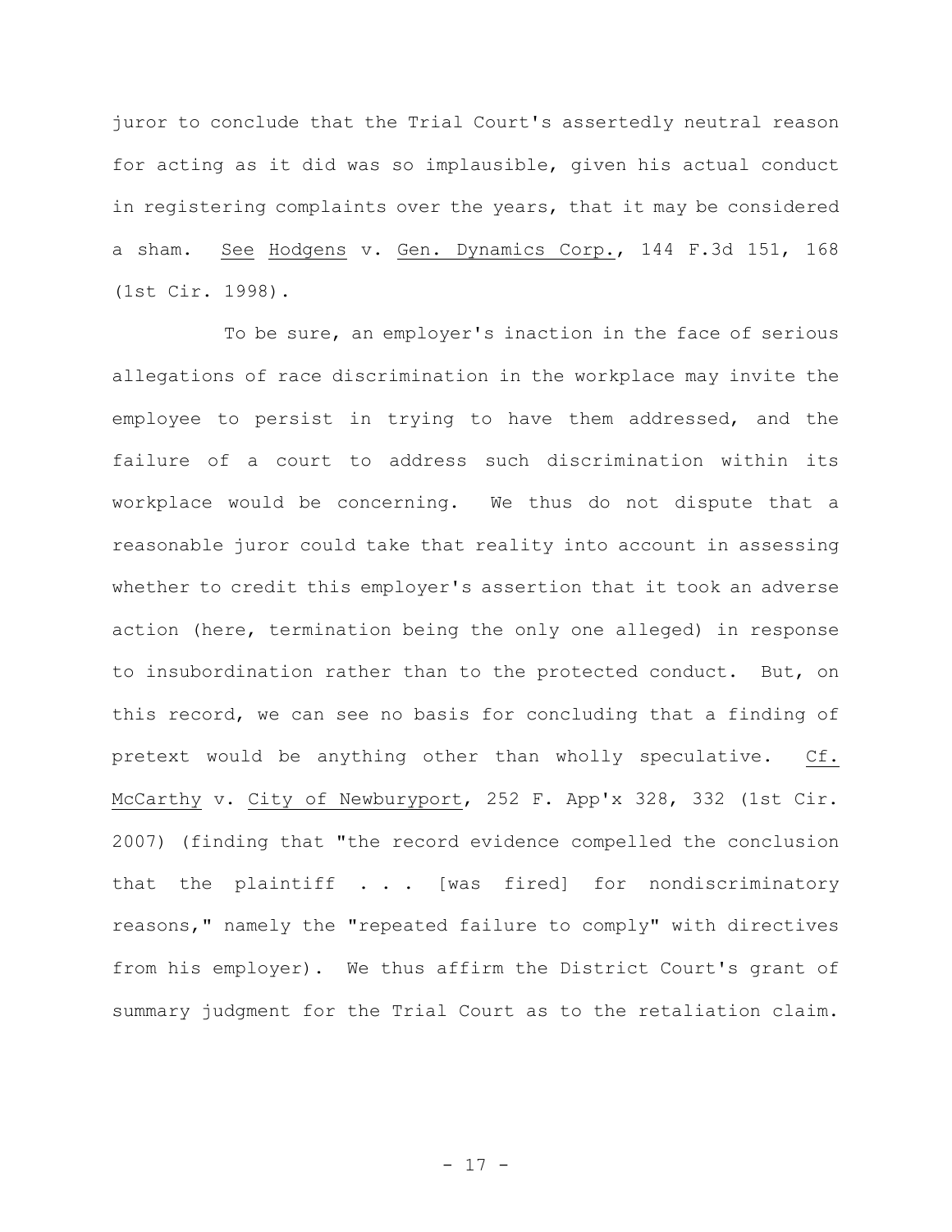juror to conclude that the Trial Court's assertedly neutral reason for acting as it did was so implausible, given his actual conduct in registering complaints over the years, that it may be considered a sham. _See_ _Hodgens_ v. _Gen. Dynamics Corp._, 144 F.3d 151, 168 (1st Cir. 1998).

To be sure, an employer's inaction in the face of serious allegations of race discrimination in the workplace may invite the employee to persist in trying to have them addressed, and the failure of a court to address such discrimination within its workplace would be concerning. We thus do not dispute that a reasonable juror could take that reality into account in assessing whether to credit this employer's assertion that it took an adverse action (here, termination being the only one alleged) in response to insubordination rather than to the protected conduct. But, on this record, we can see no basis for concluding that a finding of pretext would be anything other than wholly speculative. _Cf._ _McCarthy_ v. _City of Newburyport_, 252 F. App'x 328, 332 (1st Cir. 2007) (finding that "the record evidence compelled the conclusion that the plaintiff . . . [was fired] for nondiscriminatory reasons," namely the "repeated failure to comply" with directives from his employer). We thus affirm the District Court's grant of summary judgment for the Trial Court as to the retaliation claim.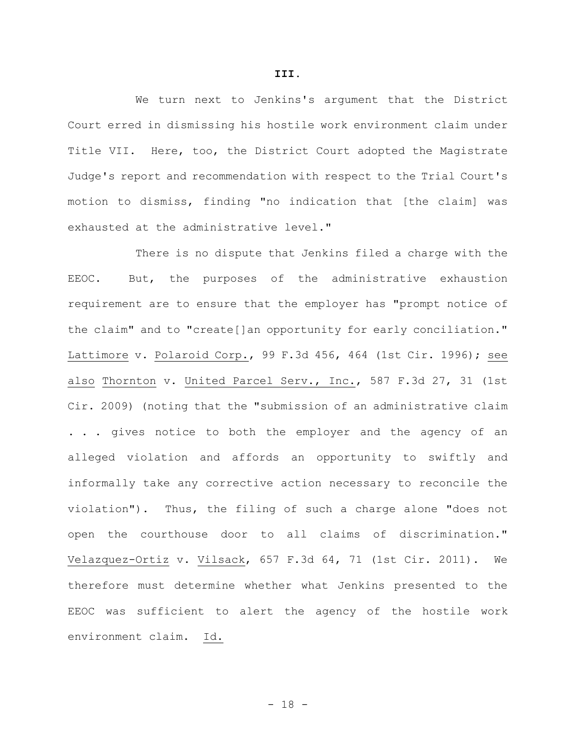**III.**

We turn next to Jenkins's argument that the District Court erred in dismissing his hostile work environment claim under Title VII. Here, too, the District Court adopted the Magistrate Judge's report and recommendation with respect to the Trial Court's motion to dismiss, finding "no indication that [the claim] was exhausted at the administrative level."

There is no dispute that Jenkins filed a charge with the EEOC. But, the purposes of the administrative exhaustion requirement are to ensure that the employer has "prompt notice of the claim" and to "create[]an opportunity for early conciliation." Lattimore v. Polaroid Corp., 99 F.3d 456, 464 (1st Cir. 1996); see also Thornton v. United Parcel Serv., Inc., 587 F.3d 27, 31 (1st Cir. 2009) (noting that the "submission of an administrative claim . . . gives notice to both the employer and the agency of an alleged violation and affords an opportunity to swiftly and informally take any corrective action necessary to reconcile the violation"). Thus, the filing of such a charge alone "does not open the courthouse door to all claims of discrimination." Velazquez-Ortiz v. Vilsack, 657 F.3d 64, 71 (1st Cir. 2011). We therefore must determine whether what Jenkins presented to the EEOC was sufficient to alert the agency of the hostile work environment claim. Id.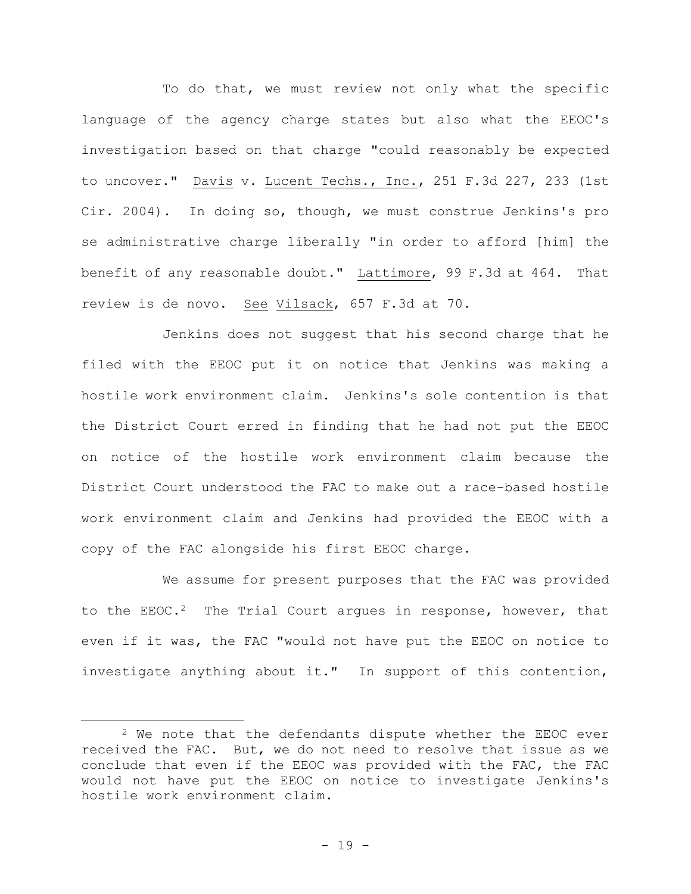To do that, we must review not only what the specific language of the agency charge states but also what the EEOC's investigation based on that charge "could reasonably be expected to uncover." Davis v. Lucent Techs., Inc., 251 F.3d 227, 233 (1st Cir. 2004). In doing so, though, we must construe Jenkins's pro se administrative charge liberally "in order to afford [him] the benefit of any reasonable doubt." Lattimore, 99 F.3d at 464. That review is de novo. See Vilsack, 657 F.3d at 70.

Jenkins does not suggest that his second charge that he filed with the EEOC put it on notice that Jenkins was making a hostile work environment claim. Jenkins's sole contention is that the District Court erred in finding that he had not put the EEOC on notice of the hostile work environment claim because the District Court understood the FAC to make out a race-based hostile work environment claim and Jenkins had provided the EEOC with a copy of the FAC alongside his first EEOC charge.

We assume for present purposes that the FAC was provided to the EEOC.[2] The Trial Court argues in response, however, that even if it was, the FAC "would not have put the EEOC on notice to investigate anything about it." In support of this contention,

[2] We note that the defendants dispute whether the EEOC ever received the FAC. But, we do not need to resolve that issue as we conclude that even if the EEOC was provided with the FAC, the FAC would not have put the EEOC on notice to investigate Jenkins's hostile work environment claim.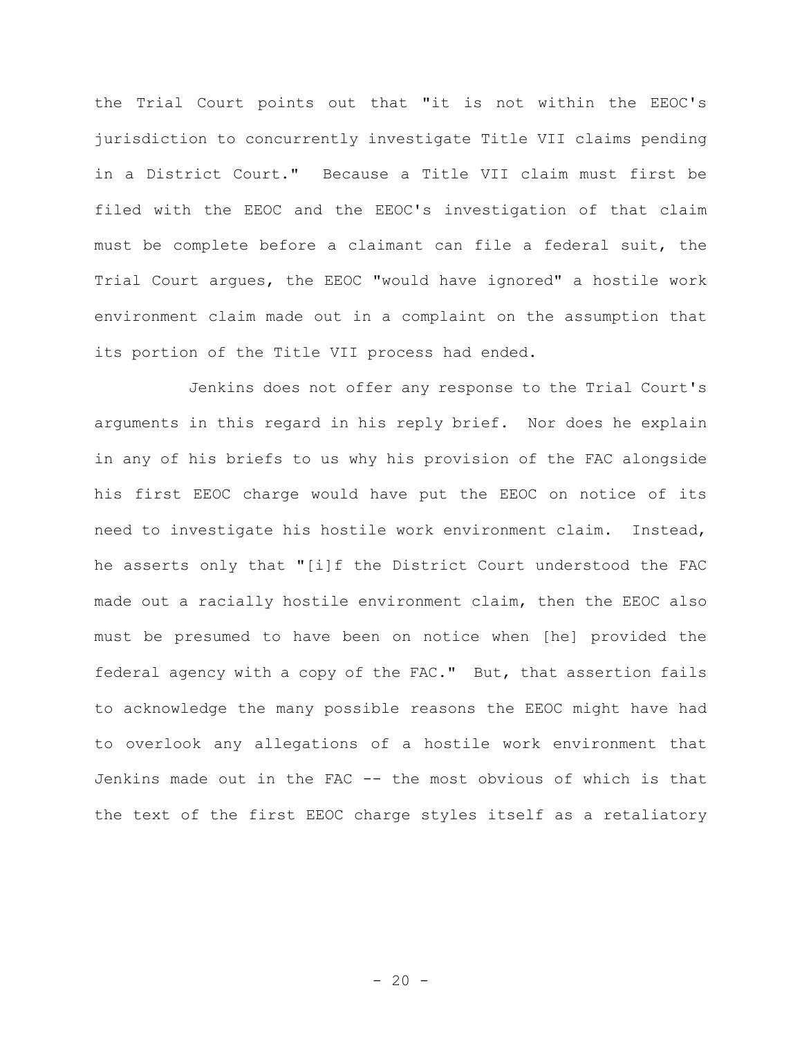the Trial Court points out that "it is not within the EEOC's jurisdiction to concurrently investigate Title VII claims pending in a District Court." Because a Title VII claim must first be filed with the EEOC and the EEOC's investigation of that claim must be complete before a claimant can file a federal suit, the Trial Court argues, the EEOC "would have ignored" a hostile work environment claim made out in a complaint on the assumption that its portion of the Title VII process had ended.

Jenkins does not offer any response to the Trial Court's arguments in this regard in his reply brief. Nor does he explain in any of his briefs to us why his provision of the FAC alongside his first EEOC charge would have put the EEOC on notice of its need to investigate his hostile work environment claim. Instead, he asserts only that "[i]f the District Court understood the FAC made out a racially hostile environment claim, then the EEOC also must be presumed to have been on notice when [he] provided the federal agency with a copy of the FAC." But, that assertion fails to acknowledge the many possible reasons the EEOC might have had to overlook any allegations of a hostile work environment that Jenkins made out in the FAC -- the most obvious of which is that the text of the first EEOC charge styles itself as a retaliatory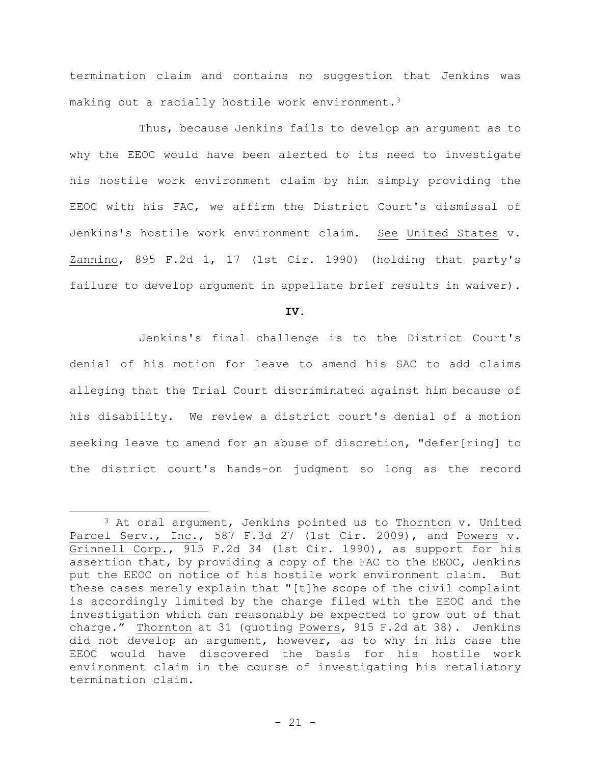termination claim and contains no suggestion that Jenkins was making out a racially hostile work environment.[3]

Thus, because Jenkins fails to develop an argument as to why the EEOC would have been alerted to its need to investigate his hostile work environment claim by him simply providing the EEOC with his FAC, we affirm the District Court's dismissal of Jenkins's hostile work environment claim. See United States v. Zannino, 895 F.2d 1, 17 (1st Cir. 1990) (holding that party's failure to develop argument in appellate brief results in waiver).

**IV.**

Jenkins's final challenge is to the District Court's denial of his motion for leave to amend his SAC to add claims alleging that the Trial Court discriminated against him because of his disability. We review a district court's denial of a motion seeking leave to amend for an abuse of discretion, "defer[ring] to the district court's hands-on judgment so long as the record

---

[3] At oral argument, Jenkins pointed us to Thornton v. United Parcel Serv., Inc., 587 F.3d 27 (1st Cir. 2009), and Powers v. Grinnell Corp., 915 F.2d 34 (1st Cir. 1990), as support for his assertion that, by providing a copy of the FAC to the EEOC, Jenkins put the EEOC on notice of his hostile work environment claim. But these cases merely explain that "[t]he scope of the civil complaint is accordingly limited by the charge filed with the EEOC and the investigation which can reasonably be expected to grow out of that charge." Thornton at 31 (quoting Powers, 915 F.2d at 38). Jenkins did not develop an argument, however, as to why in his case the EEOC would have discovered the basis for his hostile work environment claim in the course of investigating his retaliatory termination claim.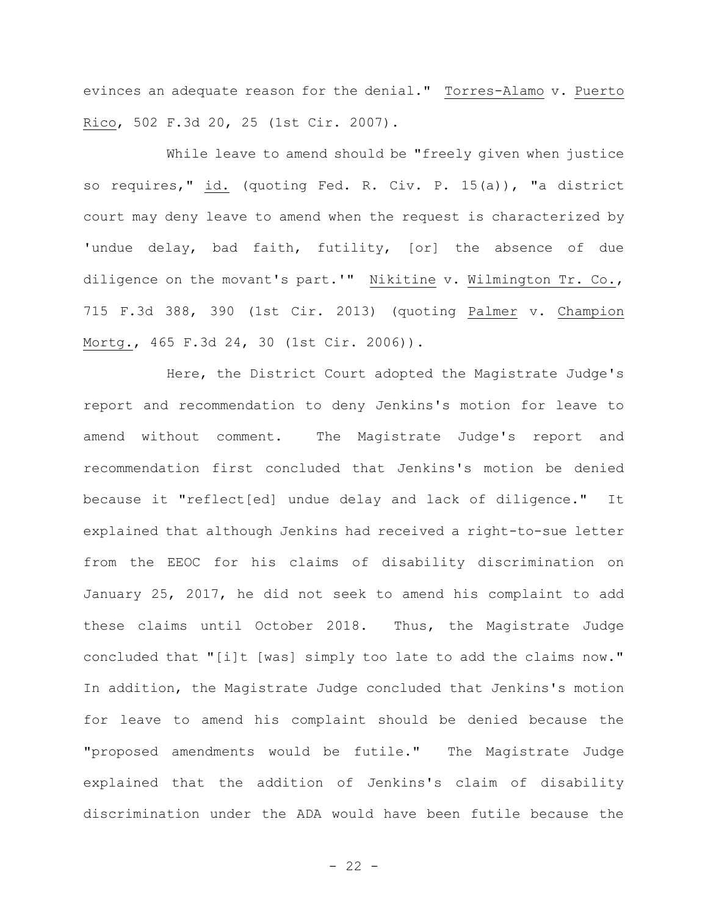evinces an adequate reason for the denial." Torres-Alamo v. Puerto Rico, 502 F.3d 20, 25 (1st Cir. 2007).

While leave to amend should be "freely given when justice so requires," id. (quoting Fed. R. Civ. P. 15(a)), "a district court may deny leave to amend when the request is characterized by 'undue delay, bad faith, futility, [or] the absence of due diligence on the movant's part.'" Nikitine v. Wilmington Tr. Co., 715 F.3d 388, 390 (1st Cir. 2013) (quoting Palmer v. Champion Mortg., 465 F.3d 24, 30 (1st Cir. 2006)).

Here, the District Court adopted the Magistrate Judge's report and recommendation to deny Jenkins's motion for leave to amend without comment. The Magistrate Judge's report and recommendation first concluded that Jenkins's motion be denied because it "reflect[ed] undue delay and lack of diligence." It explained that although Jenkins had received a right-to-sue letter from the EEOC for his claims of disability discrimination on January 25, 2017, he did not seek to amend his complaint to add these claims until October 2018. Thus, the Magistrate Judge concluded that "[i]t [was] simply too late to add the claims now." In addition, the Magistrate Judge concluded that Jenkins's motion for leave to amend his complaint should be denied because the "proposed amendments would be futile." The Magistrate Judge explained that the addition of Jenkins's claim of disability discrimination under the ADA would have been futile because the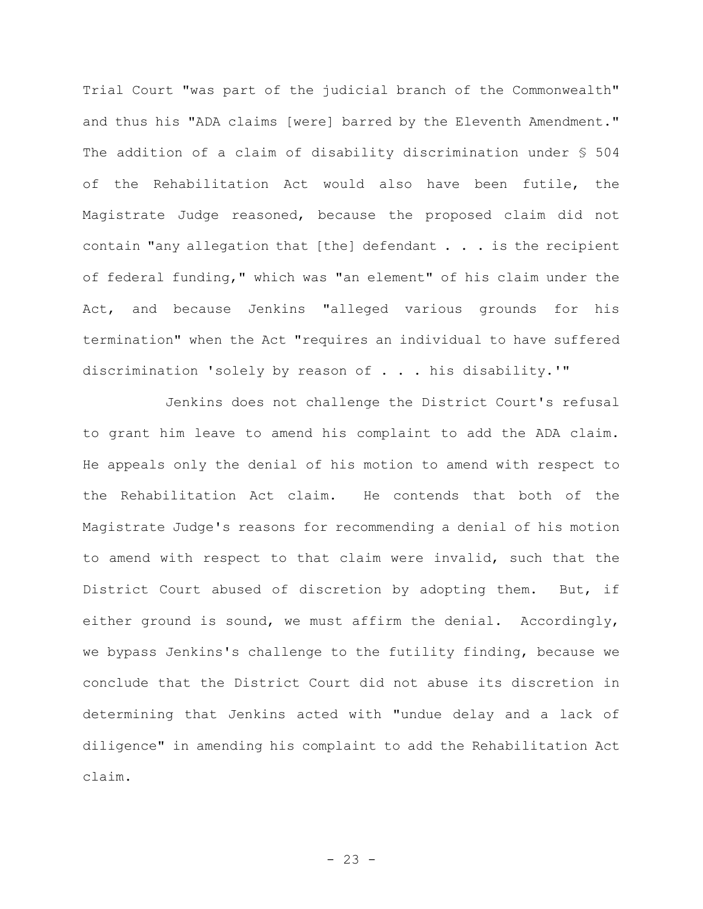Trial Court "was part of the judicial branch of the Commonwealth" and thus his "ADA claims [were] barred by the Eleventh Amendment." The addition of a claim of disability discrimination under § 504 of the Rehabilitation Act would also have been futile, the Magistrate Judge reasoned, because the proposed claim did not contain "any allegation that [the] defendant . . . is the recipient of federal funding," which was "an element" of his claim under the Act, and because Jenkins "alleged various grounds for his termination" when the Act "requires an individual to have suffered discrimination 'solely by reason of . . . his disability.'"

Jenkins does not challenge the District Court's refusal to grant him leave to amend his complaint to add the ADA claim. He appeals only the denial of his motion to amend with respect to the Rehabilitation Act claim. He contends that both of the Magistrate Judge's reasons for recommending a denial of his motion to amend with respect to that claim were invalid, such that the District Court abused of discretion by adopting them. But, if either ground is sound, we must affirm the denial. Accordingly, we bypass Jenkins's challenge to the futility finding, because we conclude that the District Court did not abuse its discretion in determining that Jenkins acted with "undue delay and a lack of diligence" in amending his complaint to add the Rehabilitation Act claim.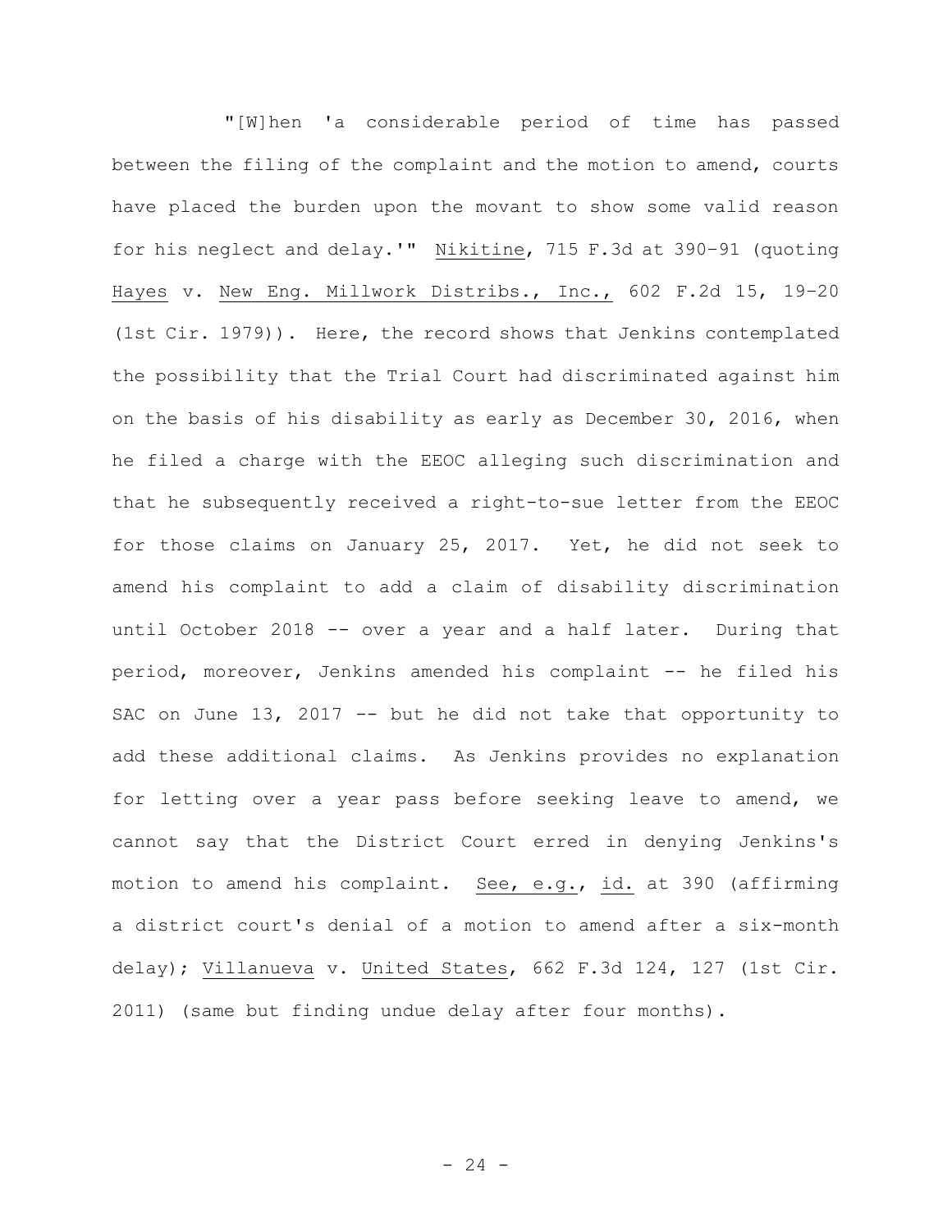"[W]hen 'a considerable period of time has passed between the filing of the complaint and the motion to amend, courts have placed the burden upon the movant to show some valid reason for his neglect and delay.'" Nikitine, 715 F.3d at 390–91 (quoting Hayes v. New Eng. Millwork Distribs., Inc., 602 F.2d 15, 19–20 (1st Cir. 1979)). Here, the record shows that Jenkins contemplated the possibility that the Trial Court had discriminated against him on the basis of his disability as early as December 30, 2016, when he filed a charge with the EEOC alleging such discrimination and that he subsequently received a right-to-sue letter from the EEOC for those claims on January 25, 2017. Yet, he did not seek to amend his complaint to add a claim of disability discrimination until October 2018 -- over a year and a half later. During that period, moreover, Jenkins amended his complaint -- he filed his SAC on June 13, 2017 -- but he did not take that opportunity to add these additional claims. As Jenkins provides no explanation for letting over a year pass before seeking leave to amend, we cannot say that the District Court erred in denying Jenkins's motion to amend his complaint. See, e.g., id. at 390 (affirming a district court's denial of a motion to amend after a six-month delay); Villanueva v. United States, 662 F.3d 124, 127 (1st Cir. 2011) (same but finding undue delay after four months).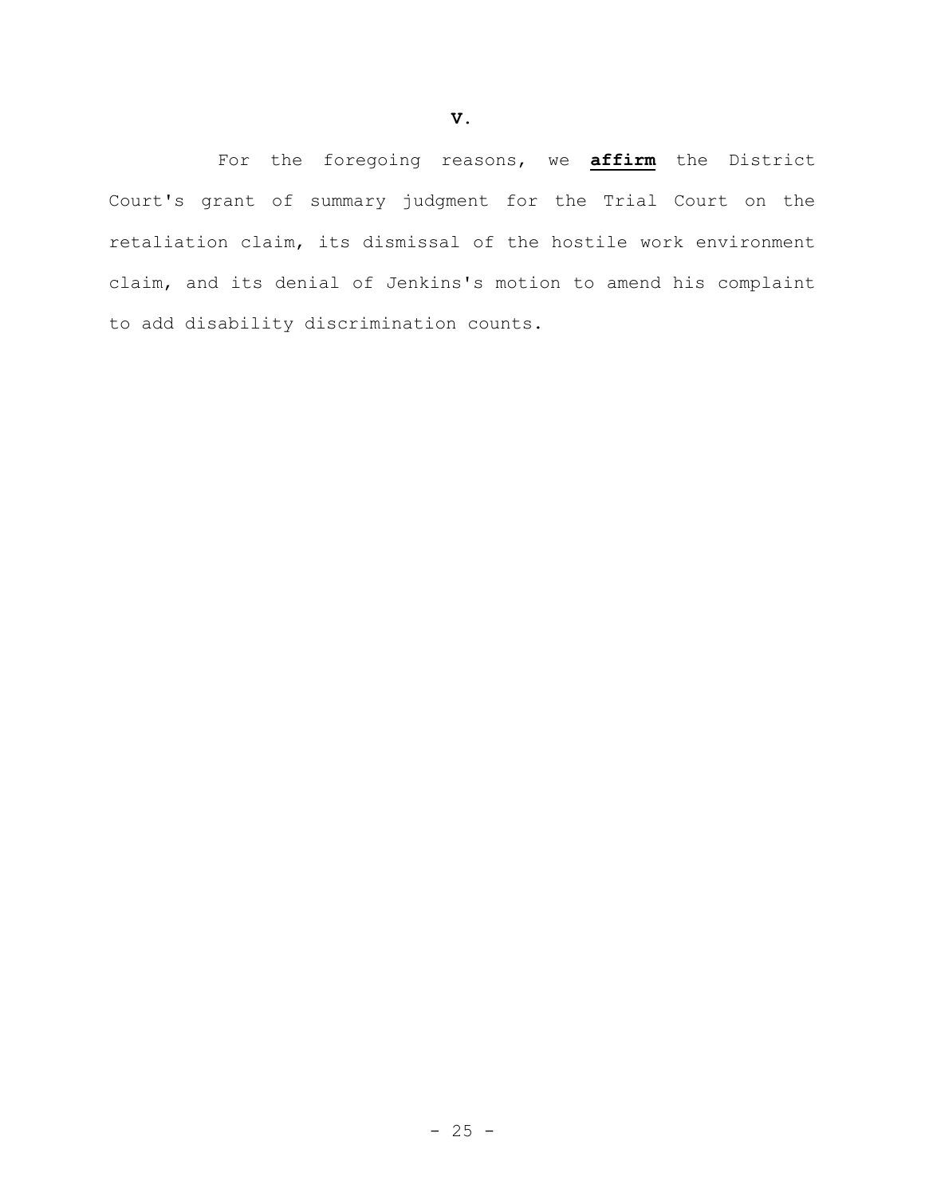## V.

For the foregoing reasons, we **affirm** the District Court's grant of summary judgment for the Trial Court on the retaliation claim, its dismissal of the hostile work environment claim, and its denial of Jenkins's motion to amend his complaint to add disability discrimination counts.